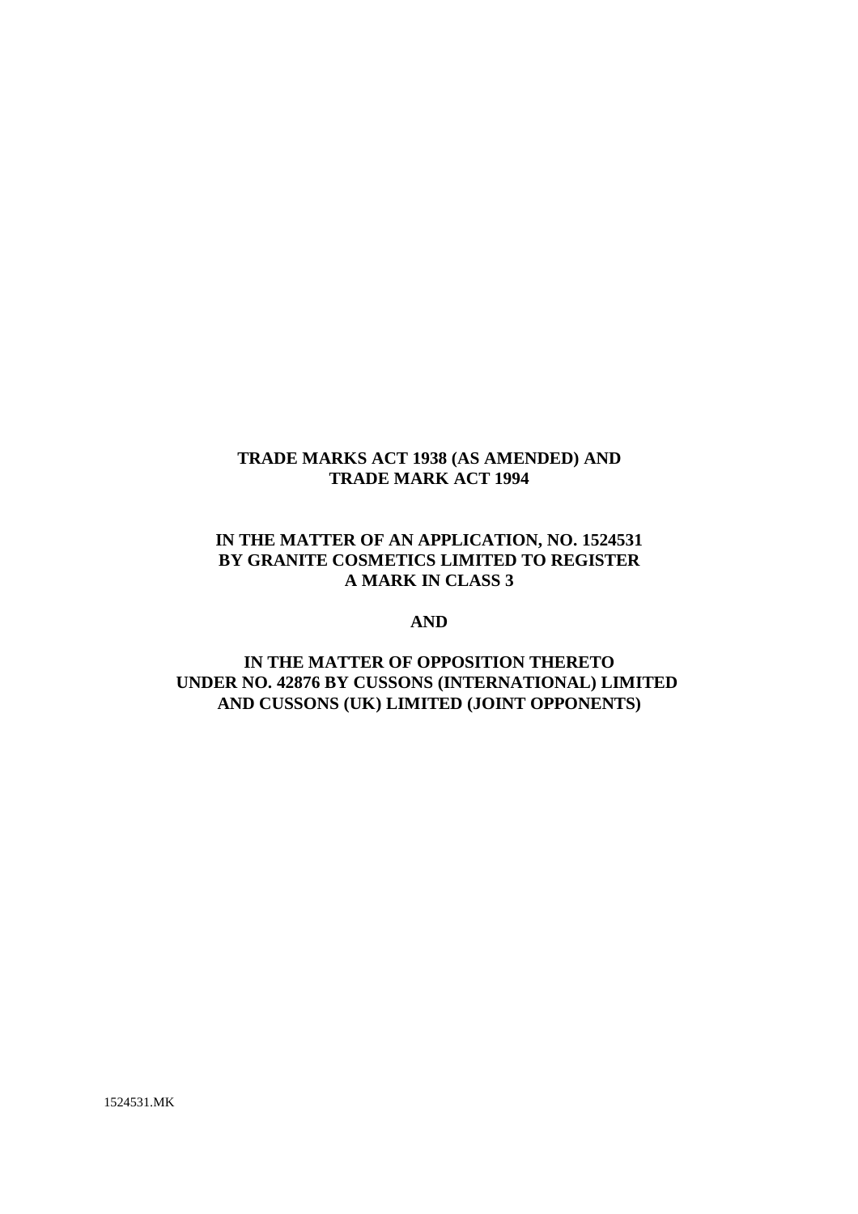**TRADE MARKS ACT 1938 (AS AMENDED) AND TRADE MARK ACT 1994**

**IN THE MATTER OF AN APPLICATION, NO. 1524531 BY GRANITE COSMETICS LIMITED TO REGISTER A MARK IN CLASS 3**

**AND**

**IN THE MATTER OF OPPOSITION THERETO UNDER NO. 42876 BY CUSSONS (INTERNATIONAL) LIMITED AND CUSSONS (UK) LIMITED (JOINT OPPONENTS)**

1524531.MK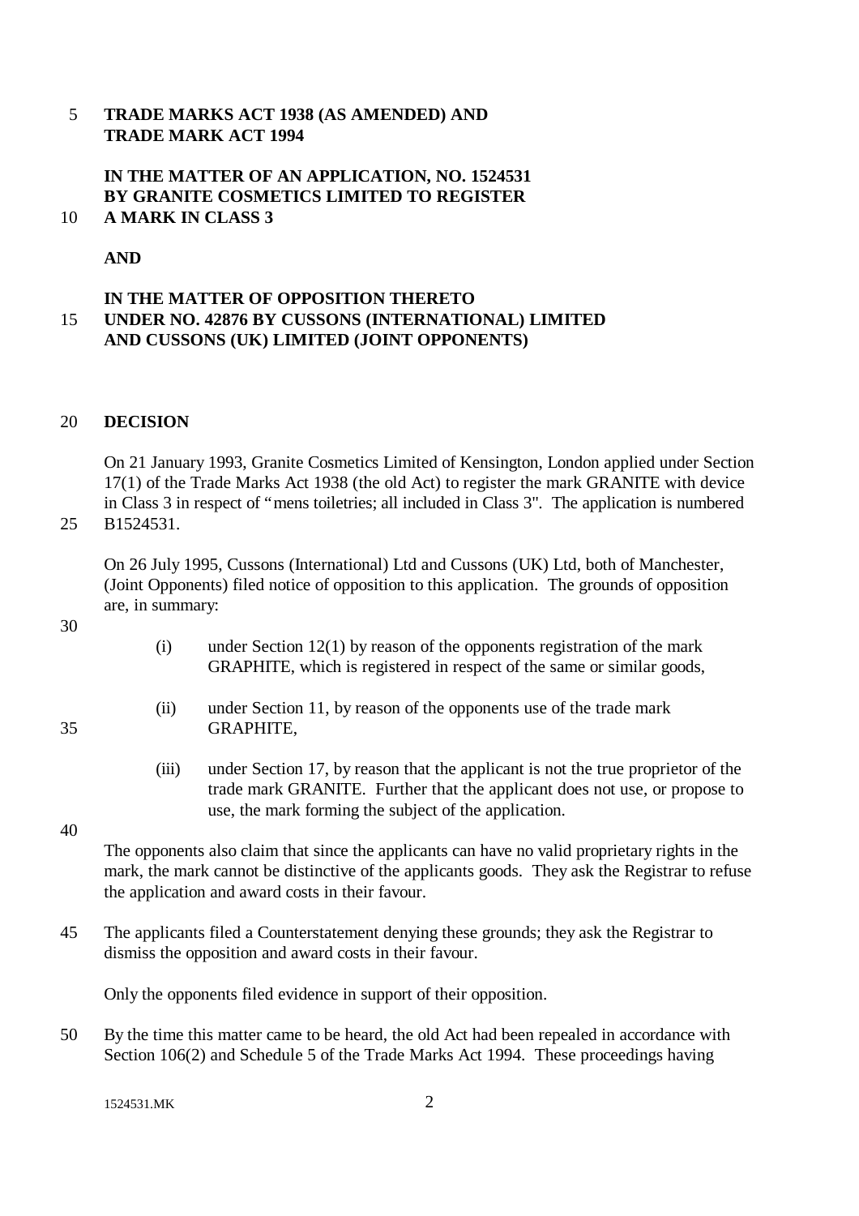**TRADE MARKS ACT 1938 (AS AMENDED) AND TRADE MARK ACT 1994**

**IN THE MATTER OF AN APPLICATION, NO. 1524531 BY GRANITE COSMETICS LIMITED TO REGISTER A MARK IN CLASS 3**

**AND**

**IN THE MATTER OF OPPOSITION THERETO UNDER NO. 42876 BY CUSSONS (INTERNATIONAL) LIMITED AND CUSSONS (UK) LIMITED (JOINT OPPONENTS)**

**DECISION**

On 21 January 1993, Granite Cosmetics Limited of Kensington, London applied under Section 17(1) of the Trade Marks Act 1938 (the old Act) to register the mark GRANITE with device in Class 3 in respect of "mens toiletries; all included in Class 3". The application is numbered B1524531.

On 26 July 1995, Cussons (International) Ltd and Cussons (UK) Ltd, both of Manchester, (Joint Opponents) filed notice of opposition to this application. The grounds of opposition are, in summary:

(i) under Section 12(1) by reason of the opponents registration of the mark GRAPHITE, which is registered in respect of the same or similar goods,

(ii) under Section 11, by reason of the opponents use of the trade mark GRAPHITE,

(iii) under Section 17, by reason that the applicant is not the true proprietor of the trade mark GRANITE. Further that the applicant does not use, or propose to use, the mark forming the subject of the application.

The opponents also claim that since the applicants can have no valid proprietary rights in the mark, the mark cannot be distinctive of the applicants goods. They ask the Registrar to refuse the application and award costs in their favour.

The applicants filed a Counterstatement denying these grounds; they ask the Registrar to dismiss the opposition and award costs in their favour.

Only the opponents filed evidence in support of their opposition.

By the time this matter came to be heard, the old Act had been repealed in accordance with Section 106(2) and Schedule 5 of the Trade Marks Act 1994. These proceedings having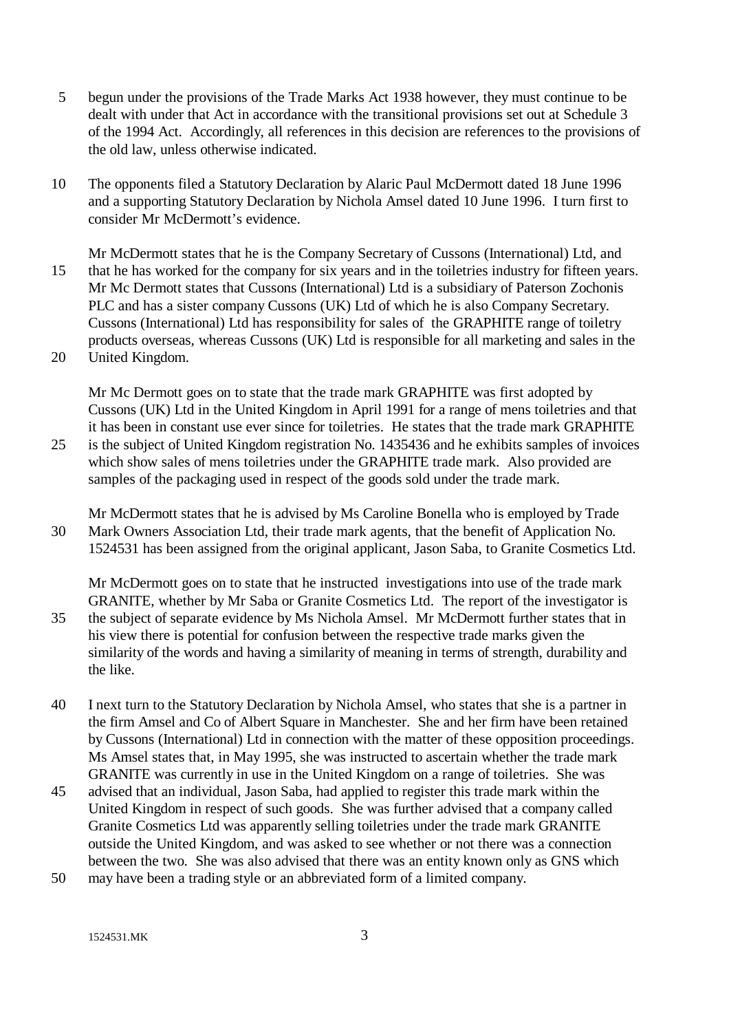begun under the provisions of the Trade Marks Act 1938 however, they must continue to be dealt with under that Act in accordance with the transitional provisions set out at Schedule 3 of the 1994 Act. Accordingly, all references in this decision are references to the provisions of the old law, unless otherwise indicated.

The opponents filed a Statutory Declaration by Alaric Paul McDermott dated 18 June 1996 and a supporting Statutory Declaration by Nichola Amsel dated 10 June 1996. I turn first to consider Mr McDermott's evidence.

Mr McDermott states that he is the Company Secretary of Cussons (International) Ltd, and that he has worked for the company for six years and in the toiletries industry for fifteen years. Mr Mc Dermott states that Cussons (International) Ltd is a subsidiary of Paterson Zochonis PLC and has a sister company Cussons (UK) Ltd of which he is also Company Secretary. Cussons (International) Ltd has responsibility for sales of the GRAPHITE range of toiletry products overseas, whereas Cussons (UK) Ltd is responsible for all marketing and sales in the United Kingdom.

Mr Mc Dermott goes on to state that the trade mark GRAPHITE was first adopted by Cussons (UK) Ltd in the United Kingdom in April 1991 for a range of mens toiletries and that it has been in constant use ever since for toiletries. He states that the trade mark GRAPHITE is the subject of United Kingdom registration No. 1435436 and he exhibits samples of invoices which show sales of mens toiletries under the GRAPHITE trade mark. Also provided are samples of the packaging used in respect of the goods sold under the trade mark.

Mr McDermott states that he is advised by Ms Caroline Bonella who is employed by Trade Mark Owners Association Ltd, their trade mark agents, that the benefit of Application No. 1524531 has been assigned from the original applicant, Jason Saba, to Granite Cosmetics Ltd.

Mr McDermott goes on to state that he instructed investigations into use of the trade mark GRANITE, whether by Mr Saba or Granite Cosmetics Ltd. The report of the investigator is the subject of separate evidence by Ms Nichola Amsel. Mr McDermott further states that in his view there is potential for confusion between the respective trade marks given the similarity of the words and having a similarity of meaning in terms of strength, durability and the like.

I next turn to the Statutory Declaration by Nichola Amsel, who states that she is a partner in the firm Amsel and Co of Albert Square in Manchester. She and her firm have been retained by Cussons (International) Ltd in connection with the matter of these opposition proceedings. Ms Amsel states that, in May 1995, she was instructed to ascertain whether the trade mark GRANITE was currently in use in the United Kingdom on a range of toiletries. She was advised that an individual, Jason Saba, had applied to register this trade mark within the United Kingdom in respect of such goods. She was further advised that a company called Granite Cosmetics Ltd was apparently selling toiletries under the trade mark GRANITE outside the United Kingdom, and was asked to see whether or not there was a connection between the two. She was also advised that there was an entity known only as GNS which may have been a trading style or an abbreviated form of a limited company.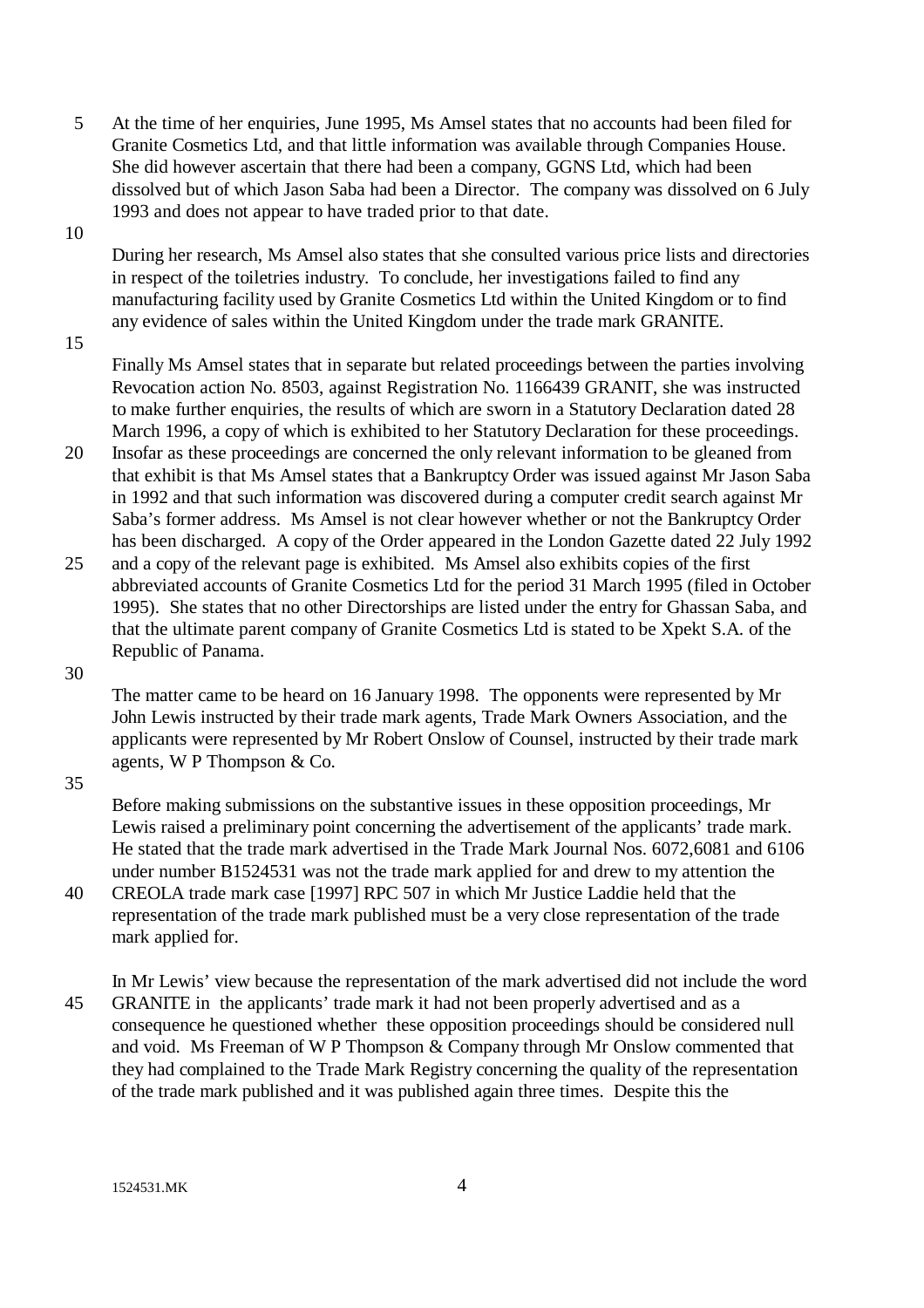At the time of her enquiries, June 1995, Ms Amsel states that no accounts had been filed for Granite Cosmetics Ltd, and that little information was available through Companies House. She did however ascertain that there had been a company, GGNS Ltd, which had been dissolved but of which Jason Saba had been a Director. The company was dissolved on 6 July 1993 and does not appear to have traded prior to that date.

During her research, Ms Amsel also states that she consulted various price lists and directories in respect of the toiletries industry. To conclude, her investigations failed to find any manufacturing facility used by Granite Cosmetics Ltd within the United Kingdom or to find any evidence of sales within the United Kingdom under the trade mark GRANITE.

Finally Ms Amsel states that in separate but related proceedings between the parties involving Revocation action No. 8503, against Registration No. 1166439 GRANIT, she was instructed to make further enquiries, the results of which are sworn in a Statutory Declaration dated 28 March 1996, a copy of which is exhibited to her Statutory Declaration for these proceedings. Insofar as these proceedings are concerned the only relevant information to be gleaned from that exhibit is that Ms Amsel states that a Bankruptcy Order was issued against Mr Jason Saba in 1992 and that such information was discovered during a computer credit search against Mr Saba's former address. Ms Amsel is not clear however whether or not the Bankruptcy Order has been discharged. A copy of the Order appeared in the London Gazette dated 22 July 1992 and a copy of the relevant page is exhibited. Ms Amsel also exhibits copies of the first abbreviated accounts of Granite Cosmetics Ltd for the period 31 March 1995 (filed in October 1995). She states that no other Directorships are listed under the entry for Ghassan Saba, and that the ultimate parent company of Granite Cosmetics Ltd is stated to be Xpekt S.A. of the Republic of Panama.

The matter came to be heard on 16 January 1998. The opponents were represented by Mr John Lewis instructed by their trade mark agents, Trade Mark Owners Association, and the applicants were represented by Mr Robert Onslow of Counsel, instructed by their trade mark agents, W P Thompson & Co.

Before making submissions on the substantive issues in these opposition proceedings, Mr Lewis raised a preliminary point concerning the advertisement of the applicants' trade mark. He stated that the trade mark advertised in the Trade Mark Journal Nos. 6072,6081 and 6106 under number B1524531 was not the trade mark applied for and drew to my attention the CREOLA trade mark case [1997] RPC 507 in which Mr Justice Laddie held that the representation of the trade mark published must be a very close representation of the trade mark applied for.

In Mr Lewis' view because the representation of the mark advertised did not include the word GRANITE in the applicants' trade mark it had not been properly advertised and as a consequence he questioned whether these opposition proceedings should be considered null and void. Ms Freeman of W P Thompson & Company through Mr Onslow commented that they had complained to the Trade Mark Registry concerning the quality of the representation of the trade mark published and it was published again three times. Despite this the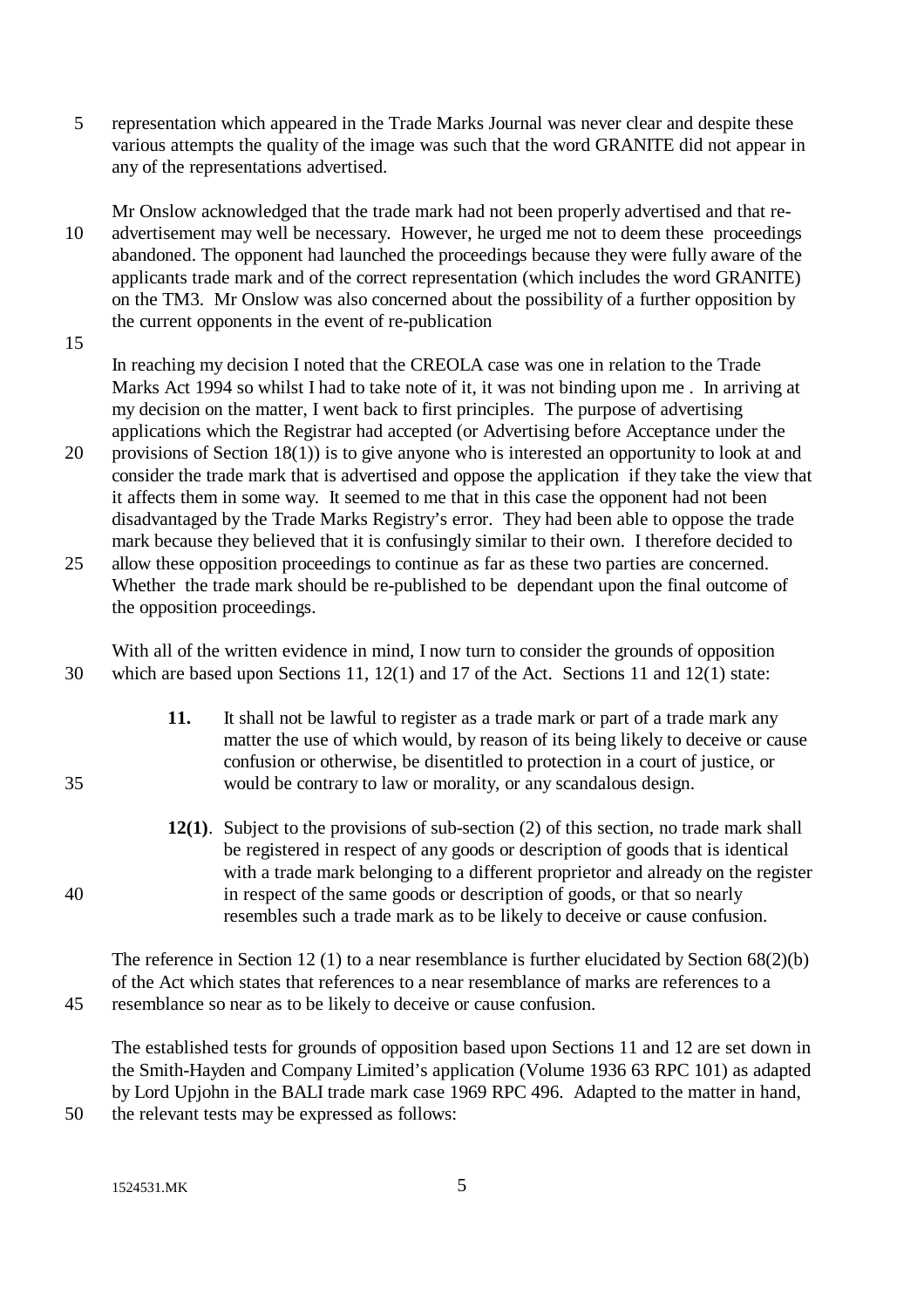representation which appeared in the Trade Marks Journal was never clear and despite these various attempts the quality of the image was such that the word GRANITE did not appear in any of the representations advertised.

Mr Onslow acknowledged that the trade mark had not been properly advertised and that re-advertisement may well be necessary. However, he urged me not to deem these proceedings abandoned. The opponent had launched the proceedings because they were fully aware of the applicants trade mark and of the correct representation (which includes the word GRANITE) on the TM3. Mr Onslow was also concerned about the possibility of a further opposition by the current opponents in the event of re-publication

In reaching my decision I noted that the CREOLA case was one in relation to the Trade Marks Act 1994 so whilst I had to take note of it, it was not binding upon me . In arriving at my decision on the matter, I went back to first principles. The purpose of advertising applications which the Registrar had accepted (or Advertising before Acceptance under the provisions of Section 18(1)) is to give anyone who is interested an opportunity to look at and consider the trade mark that is advertised and oppose the application if they take the view that it affects them in some way. It seemed to me that in this case the opponent had not been disadvantaged by the Trade Marks Registry's error. They had been able to oppose the trade mark because they believed that it is confusingly similar to their own. I therefore decided to allow these opposition proceedings to continue as far as these two parties are concerned. Whether the trade mark should be re-published to be dependant upon the final outcome of the opposition proceedings.

With all of the written evidence in mind, I now turn to consider the grounds of opposition which are based upon Sections 11, 12(1) and 17 of the Act. Sections 11 and 12(1) state:

> **11.** It shall not be lawful to register as a trade mark or part of a trade mark any matter the use of which would, by reason of its being likely to deceive or cause confusion or otherwise, be disentitled to protection in a court of justice, or would be contrary to law or morality, or any scandalous design.
>
> **12(1)**. Subject to the provisions of sub-section (2) of this section, no trade mark shall be registered in respect of any goods or description of goods that is identical with a trade mark belonging to a different proprietor and already on the register in respect of the same goods or description of goods, or that so nearly resembles such a trade mark as to be likely to deceive or cause confusion.

The reference in Section 12 (1) to a near resemblance is further elucidated by Section 68(2)(b) of the Act which states that references to a near resemblance of marks are references to a resemblance so near as to be likely to deceive or cause confusion.

The established tests for grounds of opposition based upon Sections 11 and 12 are set down in the Smith-Hayden and Company Limited's application (Volume 1936 63 RPC 101) as adapted by Lord Upjohn in the BALI trade mark case 1969 RPC 496. Adapted to the matter in hand, the relevant tests may be expressed as follows: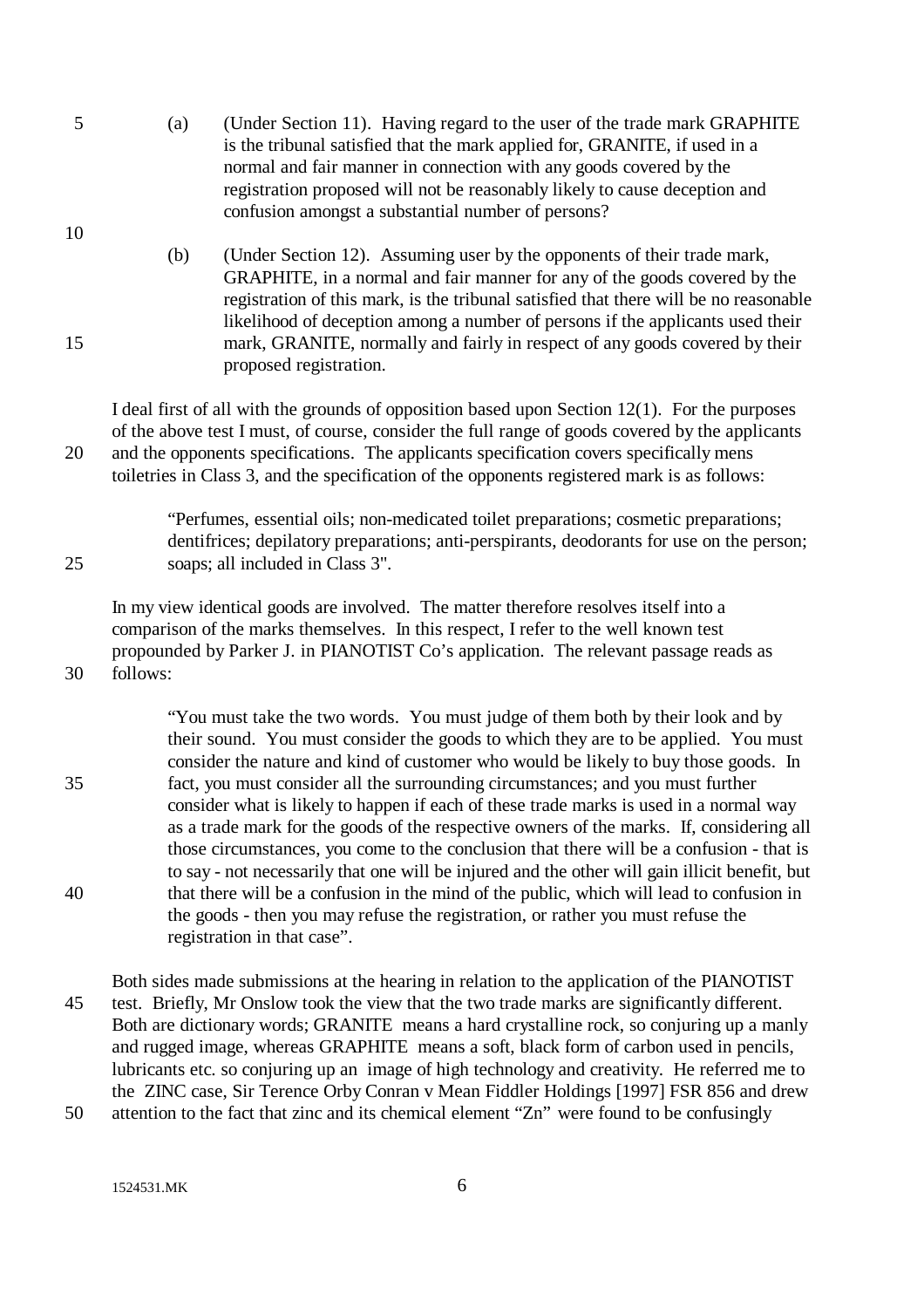(a) (Under Section 11). Having regard to the user of the trade mark GRAPHITE is the tribunal satisfied that the mark applied for, GRANITE, if used in a normal and fair manner in connection with any goods covered by the registration proposed will not be reasonably likely to cause deception and confusion amongst a substantial number of persons?

(b) (Under Section 12). Assuming user by the opponents of their trade mark, GRAPHITE, in a normal and fair manner for any of the goods covered by the registration of this mark, is the tribunal satisfied that there will be no reasonable likelihood of deception among a number of persons if the applicants used their mark, GRANITE, normally and fairly in respect of any goods covered by their proposed registration.

I deal first of all with the grounds of opposition based upon Section 12(1). For the purposes of the above test I must, of course, consider the full range of goods covered by the applicants and the opponents specifications. The applicants specification covers specifically mens toiletries in Class 3, and the specification of the opponents registered mark is as follows:

> "Perfumes, essential oils; non-medicated toilet preparations; cosmetic preparations; dentifrices; depilatory preparations; anti-perspirants, deodorants for use on the person; soaps; all included in Class 3".

In my view identical goods are involved. The matter therefore resolves itself into a comparison of the marks themselves. In this respect, I refer to the well known test propounded by Parker J. in PIANOTIST Co's application. The relevant passage reads as follows:

> "You must take the two words. You must judge of them both by their look and by their sound. You must consider the goods to which they are to be applied. You must consider the nature and kind of customer who would be likely to buy those goods. In fact, you must consider all the surrounding circumstances; and you must further consider what is likely to happen if each of these trade marks is used in a normal way as a trade mark for the goods of the respective owners of the marks. If, considering all those circumstances, you come to the conclusion that there will be a confusion - that is to say - not necessarily that one will be injured and the other will gain illicit benefit, but that there will be a confusion in the mind of the public, which will lead to confusion in the goods - then you may refuse the registration, or rather you must refuse the registration in that case".

Both sides made submissions at the hearing in relation to the application of the PIANOTIST test. Briefly, Mr Onslow took the view that the two trade marks are significantly different. Both are dictionary words; GRANITE means a hard crystalline rock, so conjuring up a manly and rugged image, whereas GRAPHITE means a soft, black form of carbon used in pencils, lubricants etc. so conjuring up an image of high technology and creativity. He referred me to the ZINC case, Sir Terence Orby Conran v Mean Fiddler Holdings [1997] FSR 856 and drew attention to the fact that zinc and its chemical element "Zn" were found to be confusingly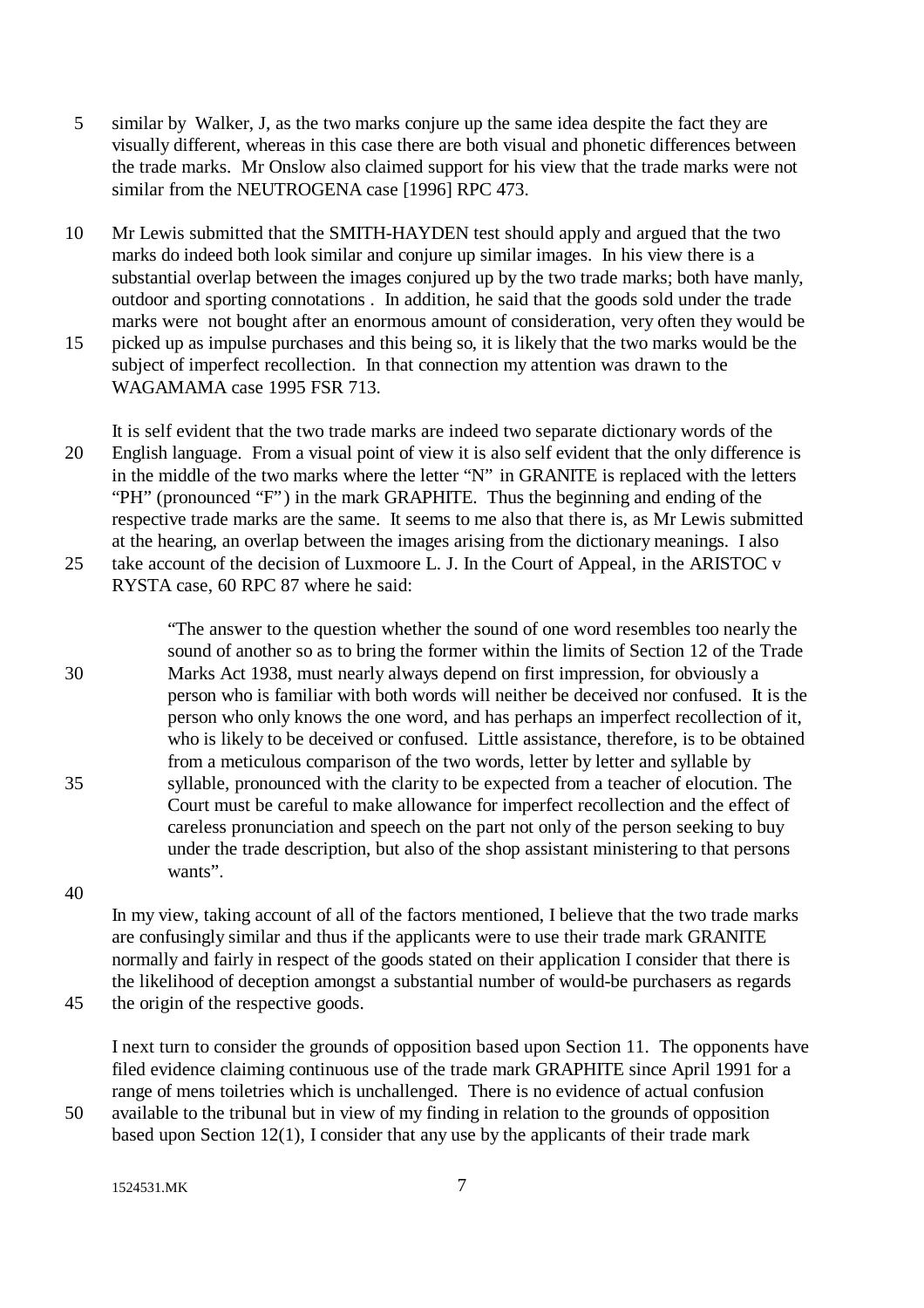similar by Walker, J, as the two marks conjure up the same idea despite the fact they are visually different, whereas in this case there are both visual and phonetic differences between the trade marks. Mr Onslow also claimed support for his view that the trade marks were not similar from the NEUTROGENA case [1996] RPC 473.

Mr Lewis submitted that the SMITH-HAYDEN test should apply and argued that the two marks do indeed both look similar and conjure up similar images. In his view there is a substantial overlap between the images conjured up by the two trade marks; both have manly, outdoor and sporting connotations . In addition, he said that the goods sold under the trade marks were not bought after an enormous amount of consideration, very often they would be picked up as impulse purchases and this being so, it is likely that the two marks would be the subject of imperfect recollection. In that connection my attention was drawn to the WAGAMAMA case 1995 FSR 713.

It is self evident that the two trade marks are indeed two separate dictionary words of the English language. From a visual point of view it is also self evident that the only difference is in the middle of the two marks where the letter "N" in GRANITE is replaced with the letters "PH" (pronounced "F") in the mark GRAPHITE. Thus the beginning and ending of the respective trade marks are the same. It seems to me also that there is, as Mr Lewis submitted at the hearing, an overlap between the images arising from the dictionary meanings. I also take account of the decision of Luxmoore L. J. In the Court of Appeal, in the ARISTOC v RYSTA case, 60 RPC 87 where he said:

> "The answer to the question whether the sound of one word resembles too nearly the sound of another so as to bring the former within the limits of Section 12 of the Trade Marks Act 1938, must nearly always depend on first impression, for obviously a person who is familiar with both words will neither be deceived nor confused. It is the person who only knows the one word, and has perhaps an imperfect recollection of it, who is likely to be deceived or confused. Little assistance, therefore, is to be obtained from a meticulous comparison of the two words, letter by letter and syllable by syllable, pronounced with the clarity to be expected from a teacher of elocution. The Court must be careful to make allowance for imperfect recollection and the effect of careless pronunciation and speech on the part not only of the person seeking to buy under the trade description, but also of the shop assistant ministering to that persons wants".

In my view, taking account of all of the factors mentioned, I believe that the two trade marks are confusingly similar and thus if the applicants were to use their trade mark GRANITE normally and fairly in respect of the goods stated on their application I consider that there is the likelihood of deception amongst a substantial number of would-be purchasers as regards the origin of the respective goods.

I next turn to consider the grounds of opposition based upon Section 11. The opponents have filed evidence claiming continuous use of the trade mark GRAPHITE since April 1991 for a range of mens toiletries which is unchallenged. There is no evidence of actual confusion available to the tribunal but in view of my finding in relation to the grounds of opposition based upon Section 12(1), I consider that any use by the applicants of their trade mark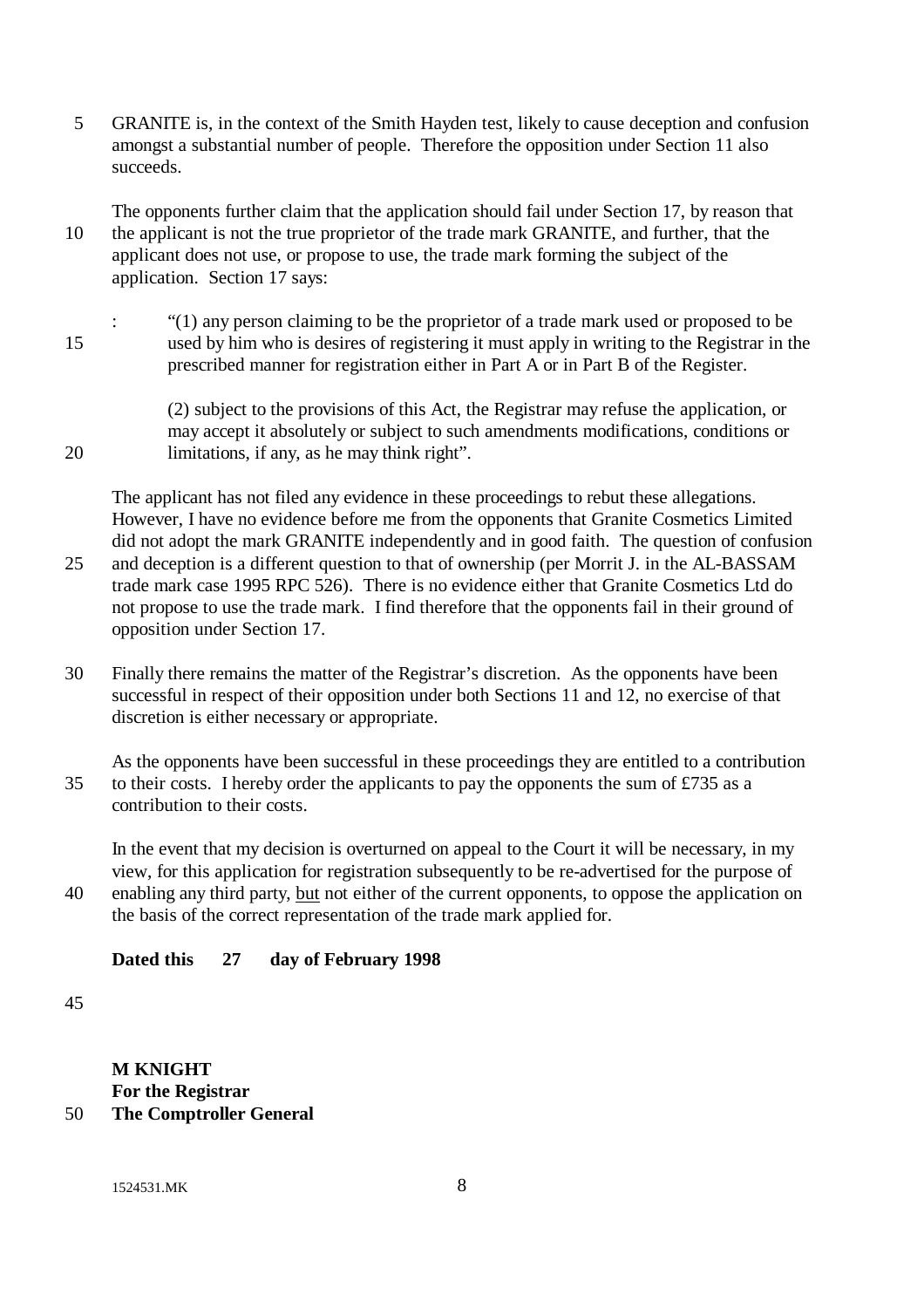GRANITE is, in the context of the Smith Hayden test, likely to cause deception and confusion amongst a substantial number of people. Therefore the opposition under Section 11 also succeeds.

The opponents further claim that the application should fail under Section 17, by reason that the applicant is not the true proprietor of the trade mark GRANITE, and further, that the applicant does not use, or propose to use, the trade mark forming the subject of the application. Section 17 says:

> : "(1) any person claiming to be the proprietor of a trade mark used or proposed to be used by him who is desires of registering it must apply in writing to the Registrar in the prescribed manner for registration either in Part A or in Part B of the Register.
>
> (2) subject to the provisions of this Act, the Registrar may refuse the application, or may accept it absolutely or subject to such amendments modifications, conditions or limitations, if any, as he may think right".

The applicant has not filed any evidence in these proceedings to rebut these allegations. However, I have no evidence before me from the opponents that Granite Cosmetics Limited did not adopt the mark GRANITE independently and in good faith. The question of confusion and deception is a different question to that of ownership (per Morrit J. in the AL-BASSAM trade mark case 1995 RPC 526). There is no evidence either that Granite Cosmetics Ltd do not propose to use the trade mark. I find therefore that the opponents fail in their ground of opposition under Section 17.

Finally there remains the matter of the Registrar's discretion. As the opponents have been successful in respect of their opposition under both Sections 11 and 12, no exercise of that discretion is either necessary or appropriate.

As the opponents have been successful in these proceedings they are entitled to a contribution to their costs. I hereby order the applicants to pay the opponents the sum of £735 as a contribution to their costs.

In the event that my decision is overturned on appeal to the Court it will be necessary, in my view, for this application for registration subsequently to be re-advertised for the purpose of enabling any third party, <u>but</u> not either of the current opponents, to oppose the application on the basis of the correct representation of the trade mark applied for.

**Dated this 27 day of February 1998**

**M KNIGHT**
**For the Registrar**
**The Comptroller General**

1524531.MK